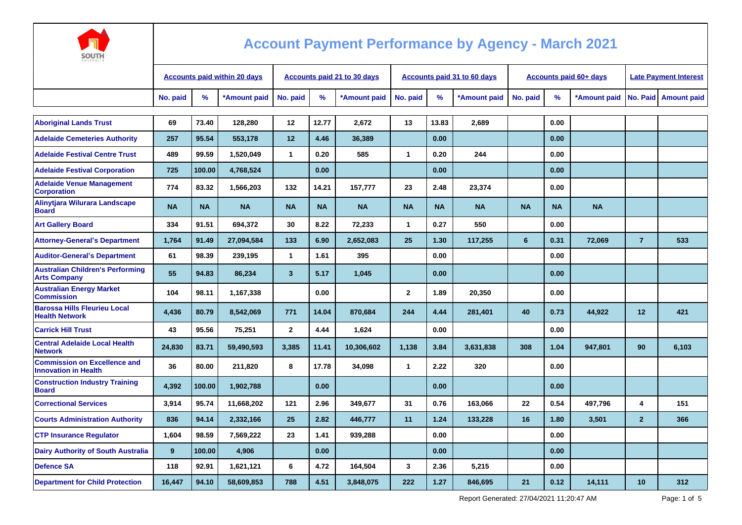# Account Payment Performance by Agency - March 2021

| | Accounts paid within 20 days | | | Accounts paid 21 to 30 days | | | Accounts paid 31 to 60 days | | | Accounts paid 60+ days | | | Late Payment Interest | |
|---|---|---|---|---|---|---|---|---|---|---|---|---|---|---|
| | No. paid | % | *Amount paid | No. paid | % | *Amount paid | No. paid | % | *Amount paid | No. paid | % | *Amount paid | No. Paid | Amount paid |
| Aboriginal Lands Trust | 69 | 73.40 | 128,280 | 12 | 12.77 | 2,672 | 13 | 13.83 | 2,689 | | 0.00 | | | |
| Adelaide Cemeteries Authority | 257 | 95.54 | 553,178 | 12 | 4.46 | 36,389 | | 0.00 | | | 0.00 | | | |
| Adelaide Festival Centre Trust | 489 | 99.59 | 1,520,049 | 1 | 0.20 | 585 | 1 | 0.20 | 244 | | 0.00 | | | |
| Adelaide Festival Corporation | 725 | 100.00 | 4,768,524 | | 0.00 | | | 0.00 | | | 0.00 | | | |
| Adelaide Venue Management Corporation | 774 | 83.32 | 1,566,203 | 132 | 14.21 | 157,777 | 23 | 2.48 | 23,374 | | 0.00 | | | |
| Alinytjara Wilurara Landscape Board | NA | NA | NA | NA | NA | NA | NA | NA | NA | NA | NA | NA | | |
| Art Gallery Board | 334 | 91.51 | 694,372 | 30 | 8.22 | 72,233 | 1 | 0.27 | 550 | | 0.00 | | | |
| Attorney-General's Department | 1,764 | 91.49 | 27,094,584 | 133 | 6.90 | 2,652,083 | 25 | 1.30 | 117,255 | 6 | 0.31 | 72,069 | 7 | 533 |
| Auditor-General's Department | 61 | 98.39 | 239,195 | 1 | 1.61 | 395 | | 0.00 | | | 0.00 | | | |
| Australian Children's Performing Arts Company | 55 | 94.83 | 86,234 | 3 | 5.17 | 1,045 | | 0.00 | | | 0.00 | | | |
| Australian Energy Market Commission | 104 | 98.11 | 1,167,338 | | 0.00 | | 2 | 1.89 | 20,350 | | 0.00 | | | |
| Barossa Hills Fleurieu Local Health Network | 4,436 | 80.79 | 8,542,069 | 771 | 14.04 | 870,684 | 244 | 4.44 | 281,401 | 40 | 0.73 | 44,922 | 12 | 421 |
| Carrick Hill Trust | 43 | 95.56 | 75,251 | 2 | 4.44 | 1,624 | | 0.00 | | | 0.00 | | | |
| Central Adelaide Local Health Network | 24,830 | 83.71 | 59,490,593 | 3,385 | 11.41 | 10,306,602 | 1,138 | 3.84 | 3,631,838 | 308 | 1.04 | 947,801 | 90 | 6,103 |
| Commission on Excellence and Innovation in Health | 36 | 80.00 | 211,820 | 8 | 17.78 | 34,098 | 1 | 2.22 | 320 | | 0.00 | | | |
| Construction Industry Training Board | 4,392 | 100.00 | 1,902,788 | | 0.00 | | | 0.00 | | | 0.00 | | | |
| Correctional Services | 3,914 | 95.74 | 11,668,202 | 121 | 2.96 | 349,677 | 31 | 0.76 | 163,066 | 22 | 0.54 | 497,796 | 4 | 151 |
| Courts Administration Authority | 836 | 94.14 | 2,332,166 | 25 | 2.82 | 446,777 | 11 | 1.24 | 133,228 | 16 | 1.80 | 3,501 | 2 | 366 |
| CTP Insurance Regulator | 1,604 | 98.59 | 7,569,222 | 23 | 1.41 | 939,288 | | 0.00 | | | 0.00 | | | |
| Dairy Authority of South Australia | 9 | 100.00 | 4,906 | | 0.00 | | | 0.00 | | | 0.00 | | | |
| Defence SA | 118 | 92.91 | 1,621,121 | 6 | 4.72 | 164,504 | 3 | 2.36 | 5,215 | | 0.00 | | | |
| Department for Child Protection | 16,447 | 94.10 | 58,609,853 | 788 | 4.51 | 3,848,075 | 222 | 1.27 | 846,695 | 21 | 0.12 | 14,111 | 10 | 312 |

Report Generated: 27/04/2021 11:20:47 AM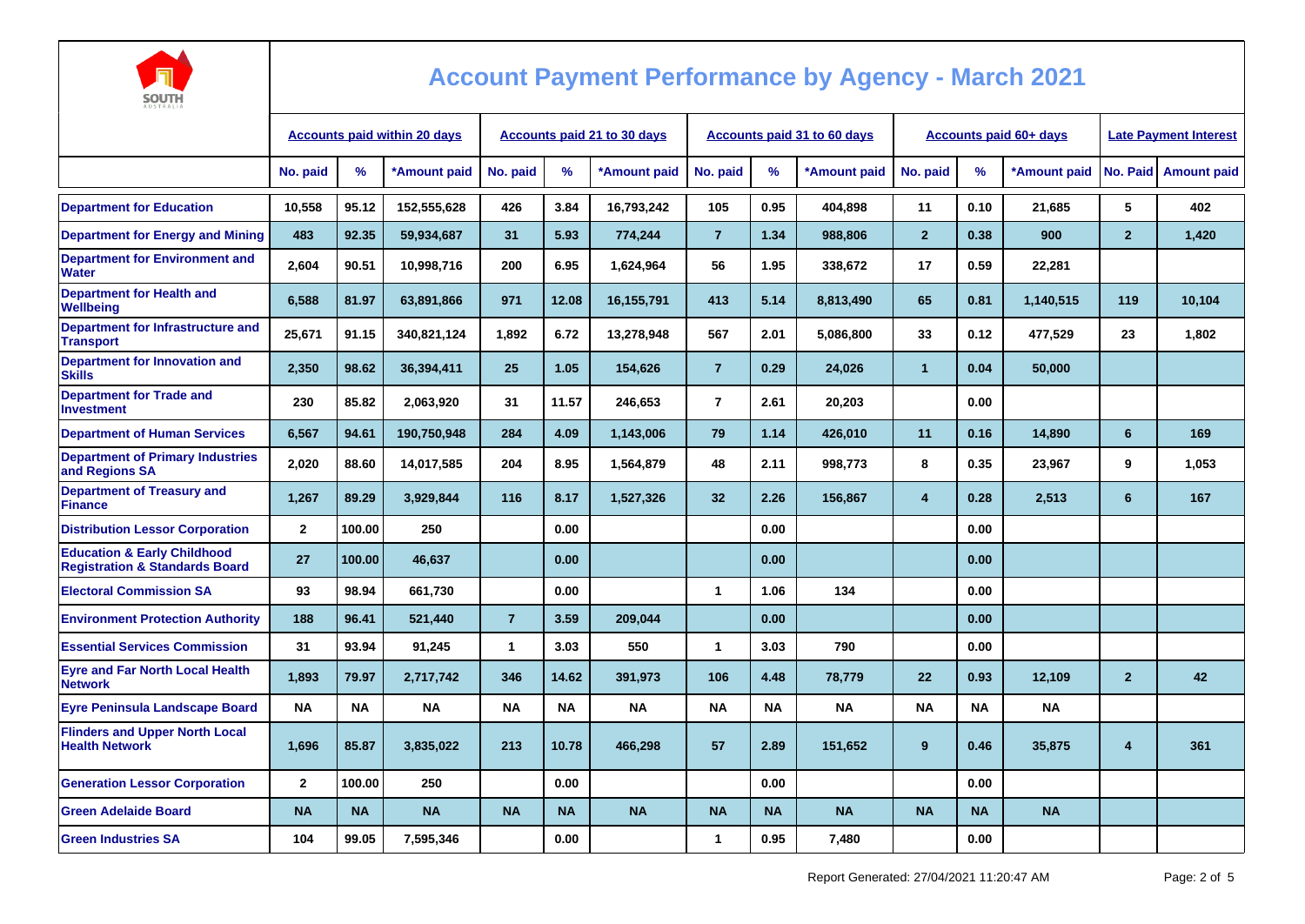# Account Payment Performance by Agency - March 2021

| | Accounts paid within 20 days | | | Accounts paid 21 to 30 days | | | Accounts paid 31 to 60 days | | | Accounts paid 60+ days | | | Late Payment Interest | |
|---|---|---|---|---|---|---|---|---|---|---|---|---|---|---|
| | No. paid | % | *Amount paid | No. paid | % | *Amount paid | No. paid | % | *Amount paid | No. paid | % | *Amount paid | No. Paid | Amount paid |
| Department for Education | 10,558 | 95.12 | 152,555,628 | 426 | 3.84 | 16,793,242 | 105 | 0.95 | 404,898 | 11 | 0.10 | 21,685 | 5 | 402 |
| Department for Energy and Mining | 483 | 92.35 | 59,934,687 | 31 | 5.93 | 774,244 | 7 | 1.34 | 988,806 | 2 | 0.38 | 900 | 2 | 1,420 |
| Department for Environment and Water | 2,604 | 90.51 | 10,998,716 | 200 | 6.95 | 1,624,964 | 56 | 1.95 | 338,672 | 17 | 0.59 | 22,281 | | |
| Department for Health and Wellbeing | 6,588 | 81.97 | 63,891,866 | 971 | 12.08 | 16,155,791 | 413 | 5.14 | 8,813,490 | 65 | 0.81 | 1,140,515 | 119 | 10,104 |
| Department for Infrastructure and Transport | 25,671 | 91.15 | 340,821,124 | 1,892 | 6.72 | 13,278,948 | 567 | 2.01 | 5,086,800 | 33 | 0.12 | 477,529 | 23 | 1,802 |
| Department for Innovation and Skills | 2,350 | 98.62 | 36,394,411 | 25 | 1.05 | 154,626 | 7 | 0.29 | 24,026 | 1 | 0.04 | 50,000 | | |
| Department for Trade and Investment | 230 | 85.82 | 2,063,920 | 31 | 11.57 | 246,653 | 7 | 2.61 | 20,203 | | 0.00 | | | |
| Department of Human Services | 6,567 | 94.61 | 190,750,948 | 284 | 4.09 | 1,143,006 | 79 | 1.14 | 426,010 | 11 | 0.16 | 14,890 | 6 | 169 |
| Department of Primary Industries and Regions SA | 2,020 | 88.60 | 14,017,585 | 204 | 8.95 | 1,564,879 | 48 | 2.11 | 998,773 | 8 | 0.35 | 23,967 | 9 | 1,053 |
| Department of Treasury and Finance | 1,267 | 89.29 | 3,929,844 | 116 | 8.17 | 1,527,326 | 32 | 2.26 | 156,867 | 4 | 0.28 | 2,513 | 6 | 167 |
| Distribution Lessor Corporation | 2 | 100.00 | 250 | | 0.00 | | | 0.00 | | | 0.00 | | | |
| Education & Early Childhood Registration & Standards Board | 27 | 100.00 | 46,637 | | 0.00 | | | 0.00 | | | 0.00 | | | |
| Electoral Commission SA | 93 | 98.94 | 661,730 | | 0.00 | | 1 | 1.06 | 134 | | 0.00 | | | |
| Environment Protection Authority | 188 | 96.41 | 521,440 | 7 | 3.59 | 209,044 | | 0.00 | | | 0.00 | | | |
| Essential Services Commission | 31 | 93.94 | 91,245 | 1 | 3.03 | 550 | 1 | 3.03 | 790 | | 0.00 | | | |
| Eyre and Far North Local Health Network | 1,893 | 79.97 | 2,717,742 | 346 | 14.62 | 391,973 | 106 | 4.48 | 78,779 | 22 | 0.93 | 12,109 | 2 | 42 |
| Eyre Peninsula Landscape Board | NA | NA | NA | NA | NA | NA | NA | NA | NA | NA | NA | NA | | |
| Flinders and Upper North Local Health Network | 1,696 | 85.87 | 3,835,022 | 213 | 10.78 | 466,298 | 57 | 2.89 | 151,652 | 9 | 0.46 | 35,875 | 4 | 361 |
| Generation Lessor Corporation | 2 | 100.00 | 250 | | 0.00 | | | 0.00 | | | 0.00 | | | |
| Green Adelaide Board | NA | NA | NA | NA | NA | NA | NA | NA | NA | NA | NA | NA | | |
| Green Industries SA | 104 | 99.05 | 7,595,346 | | 0.00 | | 1 | 0.95 | 7,480 | | 0.00 | | | |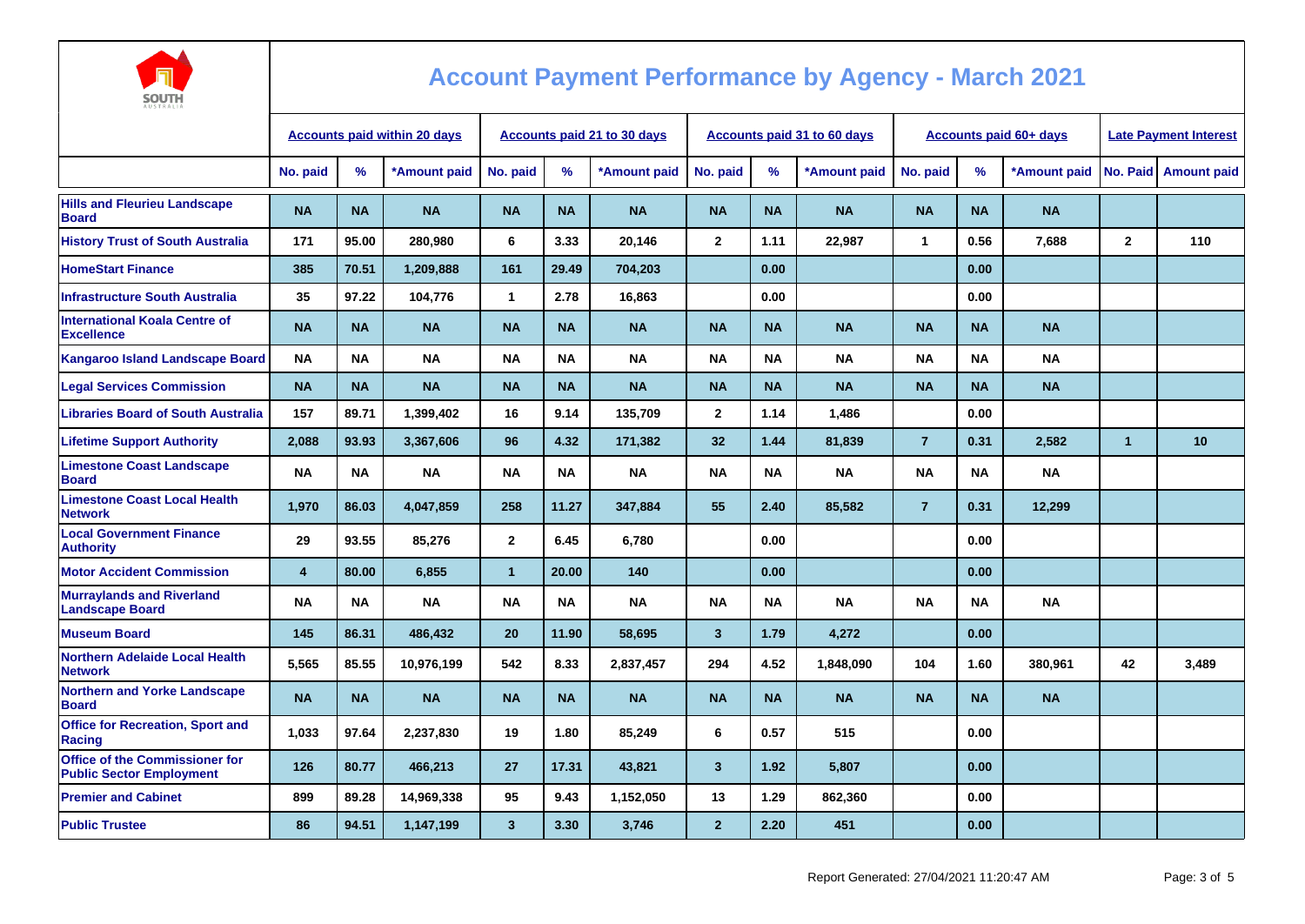# Account Payment Performance by Agency - March 2021

| | Accounts paid within 20 days | | | Accounts paid 21 to 30 days | | | Accounts paid 31 to 60 days | | | Accounts paid 60+ days | | | Late Payment Interest | |
|---|---|---|---|---|---|---|---|---|---|---|---|---|---|---|
| | No. paid | % | *Amount paid | No. paid | % | *Amount paid | No. paid | % | *Amount paid | No. paid | % | *Amount paid | No. Paid | Amount paid |
| Hills and Fleurieu Landscape Board | NA | NA | NA | NA | NA | NA | NA | NA | NA | NA | NA | NA | | |
| History Trust of South Australia | 171 | 95.00 | 280,980 | 6 | 3.33 | 20,146 | 2 | 1.11 | 22,987 | 1 | 0.56 | 7,688 | 2 | 110 |
| HomeStart Finance | 385 | 70.51 | 1,209,888 | 161 | 29.49 | 704,203 | | 0.00 | | | 0.00 | | | |
| Infrastructure South Australia | 35 | 97.22 | 104,776 | 1 | 2.78 | 16,863 | | 0.00 | | | 0.00 | | | |
| International Koala Centre of Excellence | NA | NA | NA | NA | NA | NA | NA | NA | NA | NA | NA | NA | | |
| Kangaroo Island Landscape Board | NA | NA | NA | NA | NA | NA | NA | NA | NA | NA | NA | NA | | |
| Legal Services Commission | NA | NA | NA | NA | NA | NA | NA | NA | NA | NA | NA | NA | | |
| Libraries Board of South Australia | 157 | 89.71 | 1,399,402 | 16 | 9.14 | 135,709 | 2 | 1.14 | 1,486 | | 0.00 | | | |
| Lifetime Support Authority | 2,088 | 93.93 | 3,367,606 | 96 | 4.32 | 171,382 | 32 | 1.44 | 81,839 | 7 | 0.31 | 2,582 | 1 | 10 |
| Limestone Coast Landscape Board | NA | NA | NA | NA | NA | NA | NA | NA | NA | NA | NA | NA | | |
| Limestone Coast Local Health Network | 1,970 | 86.03 | 4,047,859 | 258 | 11.27 | 347,884 | 55 | 2.40 | 85,582 | 7 | 0.31 | 12,299 | | |
| Local Government Finance Authority | 29 | 93.55 | 85,276 | 2 | 6.45 | 6,780 | | 0.00 | | | 0.00 | | | |
| Motor Accident Commission | 4 | 80.00 | 6,855 | 1 | 20.00 | 140 | | 0.00 | | | 0.00 | | | |
| Murraylands and Riverland Landscape Board | NA | NA | NA | NA | NA | NA | NA | NA | NA | NA | NA | NA | | |
| Museum Board | 145 | 86.31 | 486,432 | 20 | 11.90 | 58,695 | 3 | 1.79 | 4,272 | | 0.00 | | | |
| Northern Adelaide Local Health Network | 5,565 | 85.55 | 10,976,199 | 542 | 8.33 | 2,837,457 | 294 | 4.52 | 1,848,090 | 104 | 1.60 | 380,961 | 42 | 3,489 |
| Northern and Yorke Landscape Board | NA | NA | NA | NA | NA | NA | NA | NA | NA | NA | NA | NA | | |
| Office for Recreation, Sport and Racing | 1,033 | 97.64 | 2,237,830 | 19 | 1.80 | 85,249 | 6 | 0.57 | 515 | | 0.00 | | | |
| Office of the Commissioner for Public Sector Employment | 126 | 80.77 | 466,213 | 27 | 17.31 | 43,821 | 3 | 1.92 | 5,807 | | 0.00 | | | |
| Premier and Cabinet | 899 | 89.28 | 14,969,338 | 95 | 9.43 | 1,152,050 | 13 | 1.29 | 862,360 | | 0.00 | | | |
| Public Trustee | 86 | 94.51 | 1,147,199 | 3 | 3.30 | 3,746 | 2 | 2.20 | 451 | | 0.00 | | | |

Report Generated: 27/04/2021 11:20:47 AM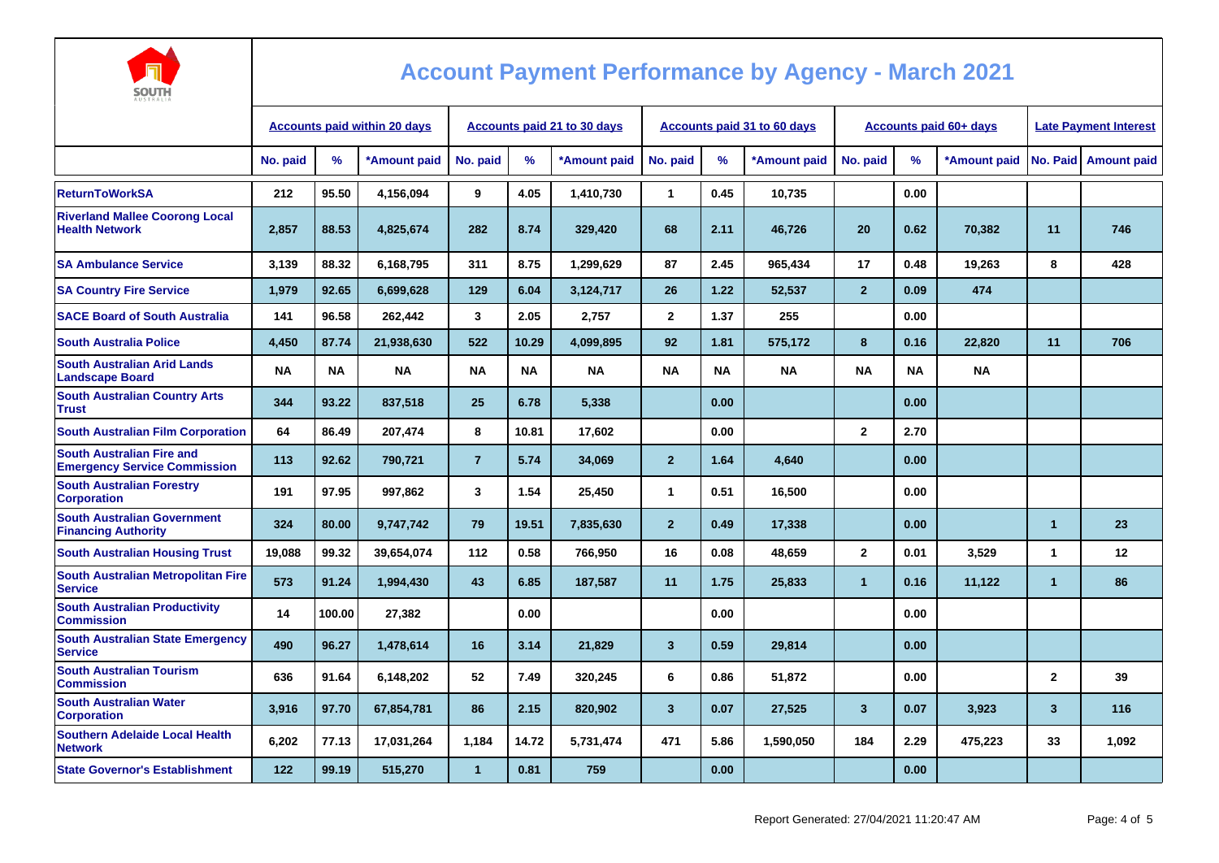# Account Payment Performance by Agency - March 2021

| | Accounts paid within 20 days | | | Accounts paid 21 to 30 days | | | Accounts paid 31 to 60 days | | | Accounts paid 60+ days | | | Late Payment Interest | |
|---|---|---|---|---|---|---|---|---|---|---|---|---|---|---|
| | No. paid | % | *Amount paid | No. paid | % | *Amount paid | No. paid | % | *Amount paid | No. paid | % | *Amount paid | No. Paid | Amount paid |
| ReturnToWorkSA | 212 | 95.50 | 4,156,094 | 9 | 4.05 | 1,410,730 | 1 | 0.45 | 10,735 | | 0.00 | | | |
| Riverland Mallee Coorong Local Health Network | 2,857 | 88.53 | 4,825,674 | 282 | 8.74 | 329,420 | 68 | 2.11 | 46,726 | 20 | 0.62 | 70,382 | 11 | 746 |
| SA Ambulance Service | 3,139 | 88.32 | 6,168,795 | 311 | 8.75 | 1,299,629 | 87 | 2.45 | 965,434 | 17 | 0.48 | 19,263 | 8 | 428 |
| SA Country Fire Service | 1,979 | 92.65 | 6,699,628 | 129 | 6.04 | 3,124,717 | 26 | 1.22 | 52,537 | 2 | 0.09 | 474 | | |
| SACE Board of South Australia | 141 | 96.58 | 262,442 | 3 | 2.05 | 2,757 | 2 | 1.37 | 255 | | 0.00 | | | |
| South Australia Police | 4,450 | 87.74 | 21,938,630 | 522 | 10.29 | 4,099,895 | 92 | 1.81 | 575,172 | 8 | 0.16 | 22,820 | 11 | 706 |
| South Australian Arid Lands Landscape Board | NA | NA | NA | NA | NA | NA | NA | NA | NA | NA | NA | NA | | |
| South Australian Country Arts Trust | 344 | 93.22 | 837,518 | 25 | 6.78 | 5,338 | | 0.00 | | | 0.00 | | | |
| South Australian Film Corporation | 64 | 86.49 | 207,474 | 8 | 10.81 | 17,602 | | 0.00 | | 2 | 2.70 | | | |
| South Australian Fire and Emergency Service Commission | 113 | 92.62 | 790,721 | 7 | 5.74 | 34,069 | 2 | 1.64 | 4,640 | | 0.00 | | | |
| South Australian Forestry Corporation | 191 | 97.95 | 997,862 | 3 | 1.54 | 25,450 | 1 | 0.51 | 16,500 | | 0.00 | | | |
| South Australian Government Financing Authority | 324 | 80.00 | 9,747,742 | 79 | 19.51 | 7,835,630 | 2 | 0.49 | 17,338 | | 0.00 | | 1 | 23 |
| South Australian Housing Trust | 19,088 | 99.32 | 39,654,074 | 112 | 0.58 | 766,950 | 16 | 0.08 | 48,659 | 2 | 0.01 | 3,529 | 1 | 12 |
| South Australian Metropolitan Fire Service | 573 | 91.24 | 1,994,430 | 43 | 6.85 | 187,587 | 11 | 1.75 | 25,833 | 1 | 0.16 | 11,122 | 1 | 86 |
| South Australian Productivity Commission | 14 | 100.00 | 27,382 | | 0.00 | | | 0.00 | | | 0.00 | | | |
| South Australian State Emergency Service | 490 | 96.27 | 1,478,614 | 16 | 3.14 | 21,829 | 3 | 0.59 | 29,814 | | 0.00 | | | |
| South Australian Tourism Commission | 636 | 91.64 | 6,148,202 | 52 | 7.49 | 320,245 | 6 | 0.86 | 51,872 | | 0.00 | | 2 | 39 |
| South Australian Water Corporation | 3,916 | 97.70 | 67,854,781 | 86 | 2.15 | 820,902 | 3 | 0.07 | 27,525 | 3 | 0.07 | 3,923 | 3 | 116 |
| Southern Adelaide Local Health Network | 6,202 | 77.13 | 17,031,264 | 1,184 | 14.72 | 5,731,474 | 471 | 5.86 | 1,590,050 | 184 | 2.29 | 475,223 | 33 | 1,092 |
| State Governor's Establishment | 122 | 99.19 | 515,270 | 1 | 0.81 | 759 | | 0.00 | | | 0.00 | | | |

Report Generated: 27/04/2021 11:20:47 AM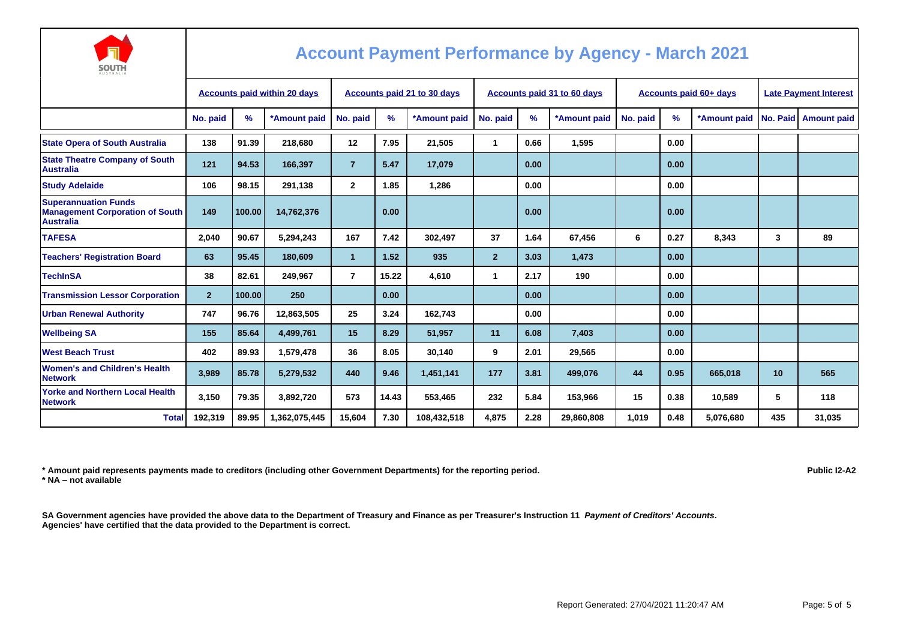# Account Payment Performance by Agency - March 2021

| | Accounts paid within 20 days | | | Accounts paid 21 to 30 days | | | Accounts paid 31 to 60 days | | | Accounts paid 60+ days | | | Late Payment Interest | |
|---|---|---|---|---|---|---|---|---|---|---|---|---|---|---|
| | No. paid | % | *Amount paid | No. paid | % | *Amount paid | No. paid | % | *Amount paid | No. paid | % | *Amount paid | No. Paid | Amount paid |
| State Opera of South Australia | 138 | 91.39 | 218,680 | 12 | 7.95 | 21,505 | 1 | 0.66 | 1,595 | | 0.00 | | | |
| State Theatre Company of South Australia | 121 | 94.53 | 166,397 | 7 | 5.47 | 17,079 | | 0.00 | | | 0.00 | | | |
| Study Adelaide | 106 | 98.15 | 291,138 | 2 | 1.85 | 1,286 | | 0.00 | | | 0.00 | | | |
| Superannuation Funds Management Corporation of South Australia | 149 | 100.00 | 14,762,376 | | 0.00 | | | 0.00 | | | 0.00 | | | |
| TAFESA | 2,040 | 90.67 | 5,294,243 | 167 | 7.42 | 302,497 | 37 | 1.64 | 67,456 | 6 | 0.27 | 8,343 | 3 | 89 |
| Teachers' Registration Board | 63 | 95.45 | 180,609 | 1 | 1.52 | 935 | 2 | 3.03 | 1,473 | | 0.00 | | | |
| TechInSA | 38 | 82.61 | 249,967 | 7 | 15.22 | 4,610 | 1 | 2.17 | 190 | | 0.00 | | | |
| Transmission Lessor Corporation | 2 | 100.00 | 250 | | 0.00 | | | 0.00 | | | 0.00 | | | |
| Urban Renewal Authority | 747 | 96.76 | 12,863,505 | 25 | 3.24 | 162,743 | | 0.00 | | | 0.00 | | | |
| Wellbeing SA | 155 | 85.64 | 4,499,761 | 15 | 8.29 | 51,957 | 11 | 6.08 | 7,403 | | 0.00 | | | |
| West Beach Trust | 402 | 89.93 | 1,579,478 | 36 | 8.05 | 30,140 | 9 | 2.01 | 29,565 | | 0.00 | | | |
| Women's and Children's Health Network | 3,989 | 85.78 | 5,279,532 | 440 | 9.46 | 1,451,141 | 177 | 3.81 | 499,076 | 44 | 0.95 | 665,018 | 10 | 565 |
| Yorke and Northern Local Health Network | 3,150 | 79.35 | 3,892,720 | 573 | 14.43 | 553,465 | 232 | 5.84 | 153,966 | 15 | 0.38 | 10,589 | 5 | 118 |
| **Total** | 192,319 | 89.95 | 1,362,075,445 | 15,604 | 7.30 | 108,432,518 | 4,875 | 2.28 | 29,860,808 | 1,019 | 0.48 | 5,076,680 | 435 | 31,035 |

**\* Amount paid represents payments made to creditors (including other Government Departments) for the reporting period.**
**\* NA – not available**

**Public I2-A2**

**SA Government agencies have provided the above data to the Department of Treasury and Finance as per Treasurer's Instruction 11 *Payment of Creditors' Accounts*.**
**Agencies' have certified that the data provided to the Department is correct.**

Report Generated: 27/04/2021 11:20:47 AM